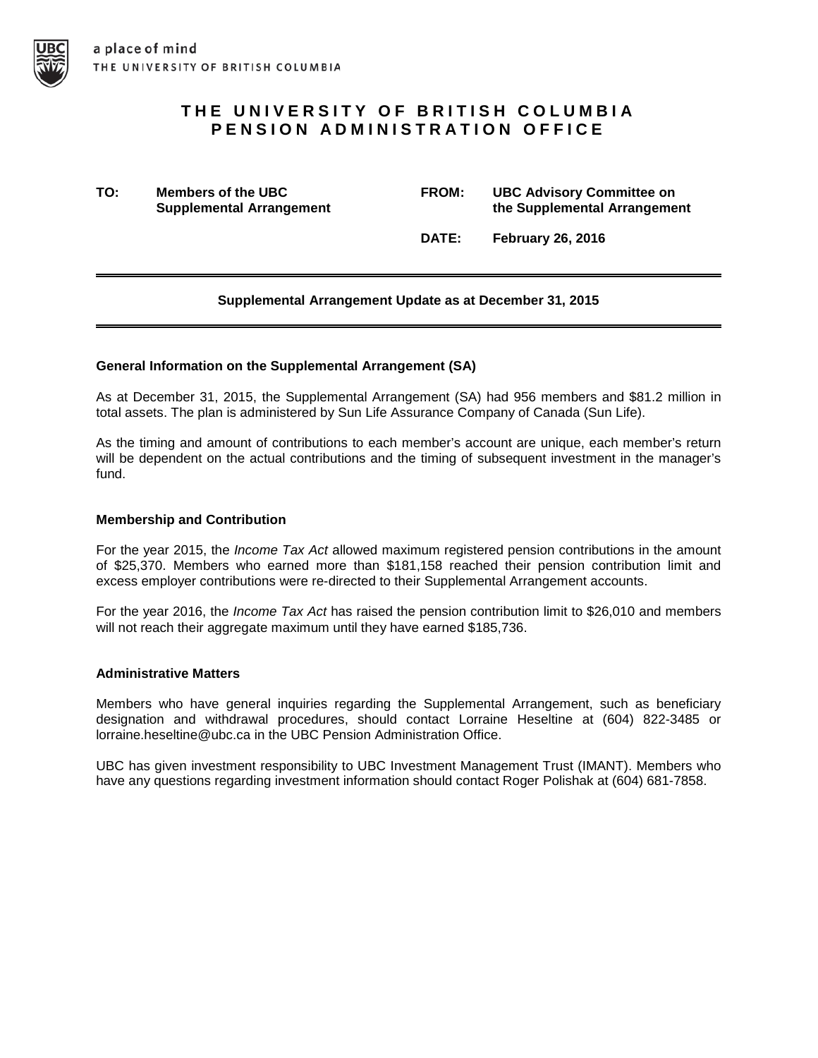a place of mind
THE UNIVERSITY OF BRITISH COLUMBIA

# THE UNIVERSITY OF BRITISH COLUMBIA PENSION ADMINISTRATION OFFICE

**TO:** Members of the UBC Supplemental Arrangement

**FROM:** UBC Advisory Committee on the Supplemental Arrangement

**DATE:** February 26, 2016

---

**Supplemental Arrangement Update as at December 31, 2015**

---

### General Information on the Supplemental Arrangement (SA)

As at December 31, 2015, the Supplemental Arrangement (SA) had 956 members and $81.2 million in total assets. The plan is administered by Sun Life Assurance Company of Canada (Sun Life).

As the timing and amount of contributions to each member's account are unique, each member's return will be dependent on the actual contributions and the timing of subsequent investment in the manager's fund.

### Membership and Contribution

For the year 2015, the *Income Tax Act* allowed maximum registered pension contributions in the amount of $25,370. Members who earned more than $181,158 reached their pension contribution limit and excess employer contributions were re-directed to their Supplemental Arrangement accounts.

For the year 2016, the *Income Tax Act* has raised the pension contribution limit to $26,010 and members will not reach their aggregate maximum until they have earned $185,736.

### Administrative Matters

Members who have general inquiries regarding the Supplemental Arrangement, such as beneficiary designation and withdrawal procedures, should contact Lorraine Heseltine at (604) 822-3485 or lorraine.heseltine@ubc.ca in the UBC Pension Administration Office.

UBC has given investment responsibility to UBC Investment Management Trust (IMANT). Members who have any questions regarding investment information should contact Roger Polishak at (604) 681-7858.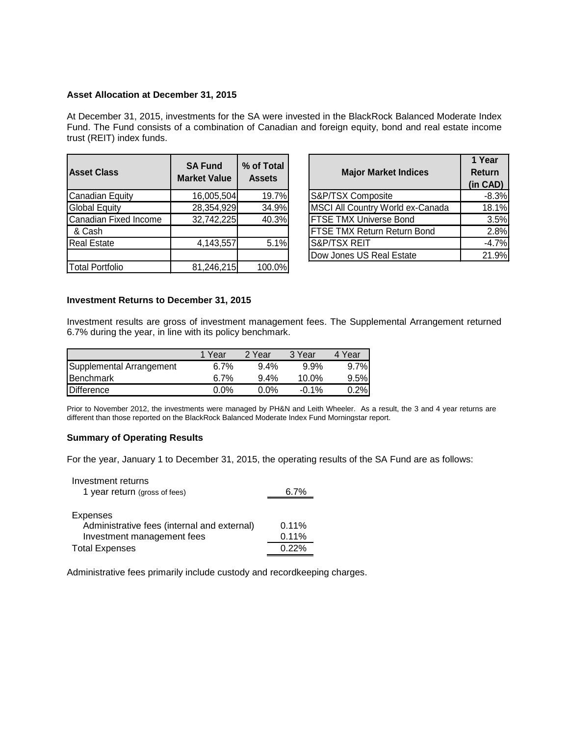**Asset Allocation at December 31, 2015**

At December 31, 2015, investments for the SA were invested in the BlackRock Balanced Moderate Index Fund. The Fund consists of a combination of Canadian and foreign equity, bond and real estate income trust (REIT) index funds.

| Asset Class | SA Fund Market Value | % of Total Assets |
|---|---|---|
| Canadian Equity | 16,005,504 | 19.7% |
| Global Equity | 28,354,929 | 34.9% |
| Canadian Fixed Income & Cash | 32,742,225 | 40.3% |
| Real Estate | 4,143,557 | 5.1% |
| | | |
| Total Portfolio | 81,246,215 | 100.0% |

| Major Market Indices | 1 Year Return (in CAD) |
|---|---|
| S&P/TSX Composite | -8.3% |
| MSCI All Country World ex-Canada | 18.1% |
| FTSE TMX Universe Bond | 3.5% |
| FTSE TMX Return Return Bond | 2.8% |
| S&P/TSX REIT | -4.7% |
| Dow Jones US Real Estate | 21.9% |

**Investment Returns to December 31, 2015**

Investment results are gross of investment management fees. The Supplemental Arrangement returned 6.7% during the year, in line with its policy benchmark.

| | 1 Year | 2 Year | 3 Year | 4 Year |
|---|---|---|---|---|
| Supplemental Arrangement | 6.7% | 9.4% | 9.9% | 9.7% |
| Benchmark | 6.7% | 9.4% | 10.0% | 9.5% |
| Difference | 0.0% | 0.0% | -0.1% | 0.2% |

Prior to November 2012, the investments were managed by PH&N and Leith Wheeler. As a result, the 3 and 4 year returns are different than those reported on the BlackRock Balanced Moderate Index Fund Morningstar report.

**Summary of Operating Results**

For the year, January 1 to December 31, 2015, the operating results of the SA Fund are as follows:

| | |
|---|---|
| Investment returns | |
| 1 year return (gross of fees) | 6.7% |
| | |
| Expenses | |
| Administrative fees (internal and external) | 0.11% |
| Investment management fees | 0.11% |
| Total Expenses | 0.22% |

Administrative fees primarily include custody and recordkeeping charges.